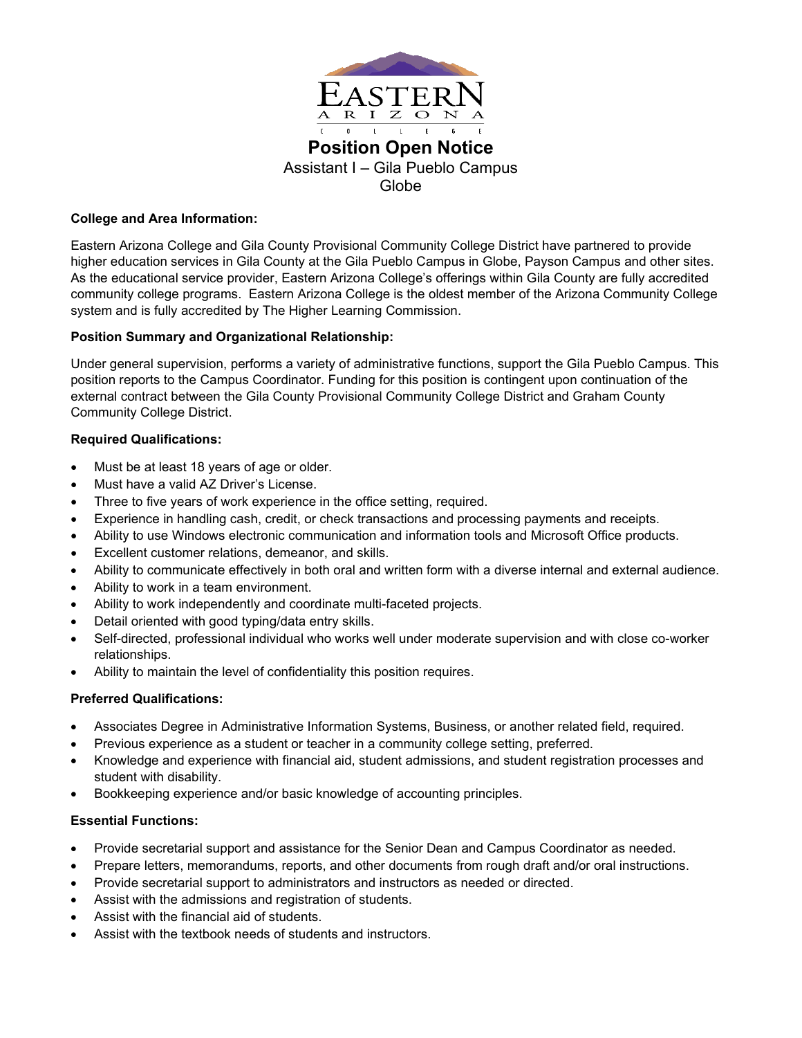EASTERN ARIZONA COLLEGE

# Position Open Notice

Assistant I – Gila Pueblo Campus
Globe

**College and Area Information:**

Eastern Arizona College and Gila County Provisional Community College District have partnered to provide higher education services in Gila County at the Gila Pueblo Campus in Globe, Payson Campus and other sites. As the educational service provider, Eastern Arizona College's offerings within Gila County are fully accredited community college programs. Eastern Arizona College is the oldest member of the Arizona Community College system and is fully accredited by The Higher Learning Commission.

**Position Summary and Organizational Relationship:**

Under general supervision, performs a variety of administrative functions, support the Gila Pueblo Campus. This position reports to the Campus Coordinator. Funding for this position is contingent upon continuation of the external contract between the Gila County Provisional Community College District and Graham County Community College District.

**Required Qualifications:**

- Must be at least 18 years of age or older.
- Must have a valid AZ Driver's License.
- Three to five years of work experience in the office setting, required.
- Experience in handling cash, credit, or check transactions and processing payments and receipts.
- Ability to use Windows electronic communication and information tools and Microsoft Office products.
- Excellent customer relations, demeanor, and skills.
- Ability to communicate effectively in both oral and written form with a diverse internal and external audience.
- Ability to work in a team environment.
- Ability to work independently and coordinate multi-faceted projects.
- Detail oriented with good typing/data entry skills.
- Self-directed, professional individual who works well under moderate supervision and with close co-worker relationships.
- Ability to maintain the level of confidentiality this position requires.

**Preferred Qualifications:**

- Associates Degree in Administrative Information Systems, Business, or another related field, required.
- Previous experience as a student or teacher in a community college setting, preferred.
- Knowledge and experience with financial aid, student admissions, and student registration processes and student with disability.
- Bookkeeping experience and/or basic knowledge of accounting principles.

**Essential Functions:**

- Provide secretarial support and assistance for the Senior Dean and Campus Coordinator as needed.
- Prepare letters, memorandums, reports, and other documents from rough draft and/or oral instructions.
- Provide secretarial support to administrators and instructors as needed or directed.
- Assist with the admissions and registration of students.
- Assist with the financial aid of students.
- Assist with the textbook needs of students and instructors.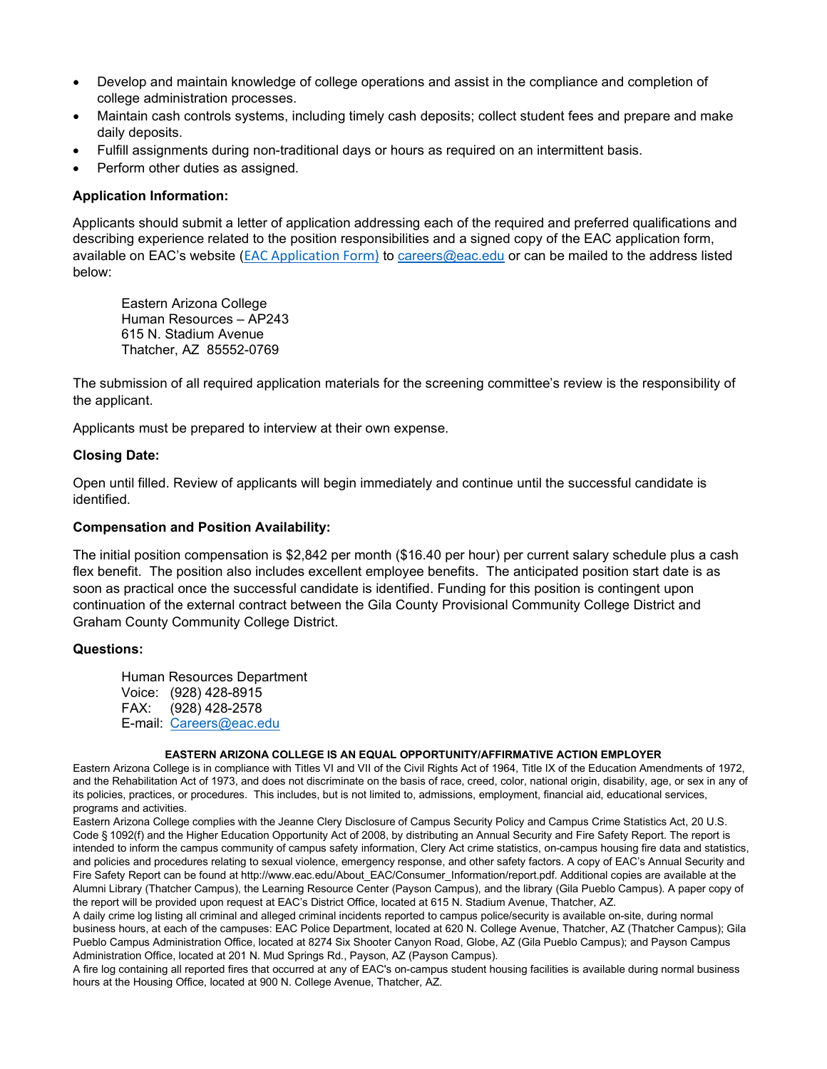- Develop and maintain knowledge of college operations and assist in the compliance and completion of college administration processes.
- Maintain cash controls systems, including timely cash deposits; collect student fees and prepare and make daily deposits.
- Fulfill assignments during non-traditional days or hours as required on an intermittent basis.
- Perform other duties as assigned.

**Application Information:**

Applicants should submit a letter of application addressing each of the required and preferred qualifications and describing experience related to the position responsibilities and a signed copy of the EAC application form, available on EAC's website (EAC Application Form) to careers@eac.edu or can be mailed to the address listed below:

Eastern Arizona College
Human Resources – AP243
615 N. Stadium Avenue
Thatcher, AZ 85552-0769

The submission of all required application materials for the screening committee's review is the responsibility of the applicant.

Applicants must be prepared to interview at their own expense.

**Closing Date:**

Open until filled. Review of applicants will begin immediately and continue until the successful candidate is identified.

**Compensation and Position Availability:**

The initial position compensation is $2,842 per month ($16.40 per hour) per current salary schedule plus a cash flex benefit. The position also includes excellent employee benefits. The anticipated position start date is as soon as practical once the successful candidate is identified. Funding for this position is contingent upon continuation of the external contract between the Gila County Provisional Community College District and Graham County Community College District.

**Questions:**

Human Resources Department
Voice: (928) 428-8915
FAX: (928) 428-2578
E-mail: Careers@eac.edu

**EASTERN ARIZONA COLLEGE IS AN EQUAL OPPORTUNITY/AFFIRMATIVE ACTION EMPLOYER**

Eastern Arizona College is in compliance with Titles VI and VII of the Civil Rights Act of 1964, Title IX of the Education Amendments of 1972, and the Rehabilitation Act of 1973, and does not discriminate on the basis of race, creed, color, national origin, disability, age, or sex in any of its policies, practices, or procedures. This includes, but is not limited to, admissions, employment, financial aid, educational services, programs and activities.

Eastern Arizona College complies with the Jeanne Clery Disclosure of Campus Security Policy and Campus Crime Statistics Act, 20 U.S. Code § 1092(f) and the Higher Education Opportunity Act of 2008, by distributing an Annual Security and Fire Safety Report. The report is intended to inform the campus community of campus safety information, Clery Act crime statistics, on-campus housing fire data and statistics, and policies and procedures relating to sexual violence, emergency response, and other safety factors. A copy of EAC's Annual Security and Fire Safety Report can be found at http://www.eac.edu/About_EAC/Consumer_Information/report.pdf. Additional copies are available at the Alumni Library (Thatcher Campus), the Learning Resource Center (Payson Campus), and the library (Gila Pueblo Campus). A paper copy of the report will be provided upon request at EAC's District Office, located at 615 N. Stadium Avenue, Thatcher, AZ.

A daily crime log listing all criminal and alleged criminal incidents reported to campus police/security is available on-site, during normal business hours, at each of the campuses: EAC Police Department, located at 620 N. College Avenue, Thatcher, AZ (Thatcher Campus); Gila Pueblo Campus Administration Office, located at 8274 Six Shooter Canyon Road, Globe, AZ (Gila Pueblo Campus); and Payson Campus Administration Office, located at 201 N. Mud Springs Rd., Payson, AZ (Payson Campus).

A fire log containing all reported fires that occurred at any of EAC's on-campus student housing facilities is available during normal business hours at the Housing Office, located at 900 N. College Avenue, Thatcher, AZ.